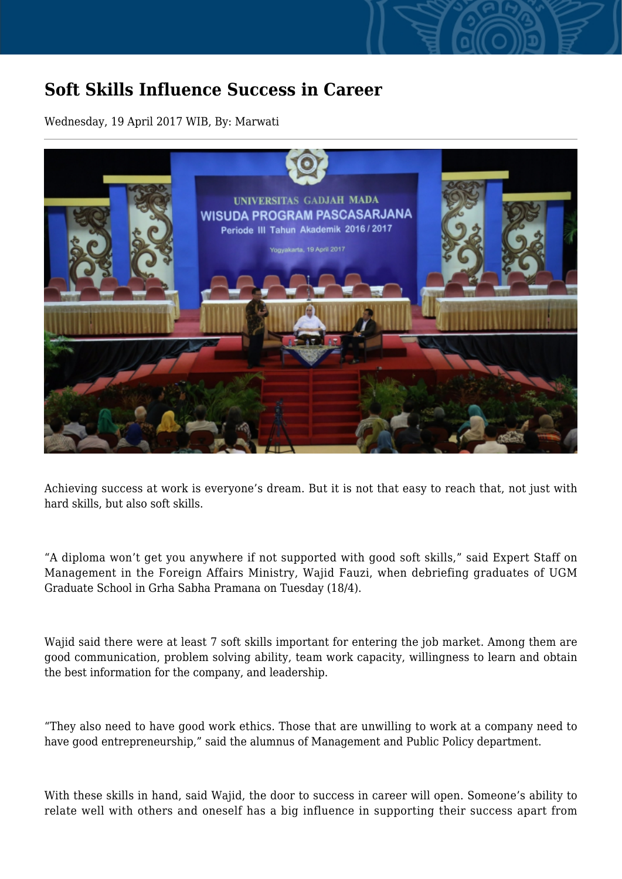# Soft Skills Influence Success in Career

Wednesday, 19 April 2017 WIB, By: Marwati

Achieving success at work is everyone's dream. But it is not that easy to reach that, not just with hard skills, but also soft skills.

"A diploma won't get you anywhere if not supported with good soft skills," said Expert Staff on Management in the Foreign Affairs Ministry, Wajid Fauzi, when debriefing graduates of UGM Graduate School in Grha Sabha Pramana on Tuesday (18/4).

Wajid said there were at least 7 soft skills important for entering the job market. Among them are good communication, problem solving ability, team work capacity, willingness to learn and obtain the best information for the company, and leadership.

"They also need to have good work ethics. Those that are unwilling to work at a company need to have good entrepreneurship," said the alumnus of Management and Public Policy department.

With these skills in hand, said Wajid, the door to success in career will open. Someone's ability to relate well with others and oneself has a big influence in supporting their success apart from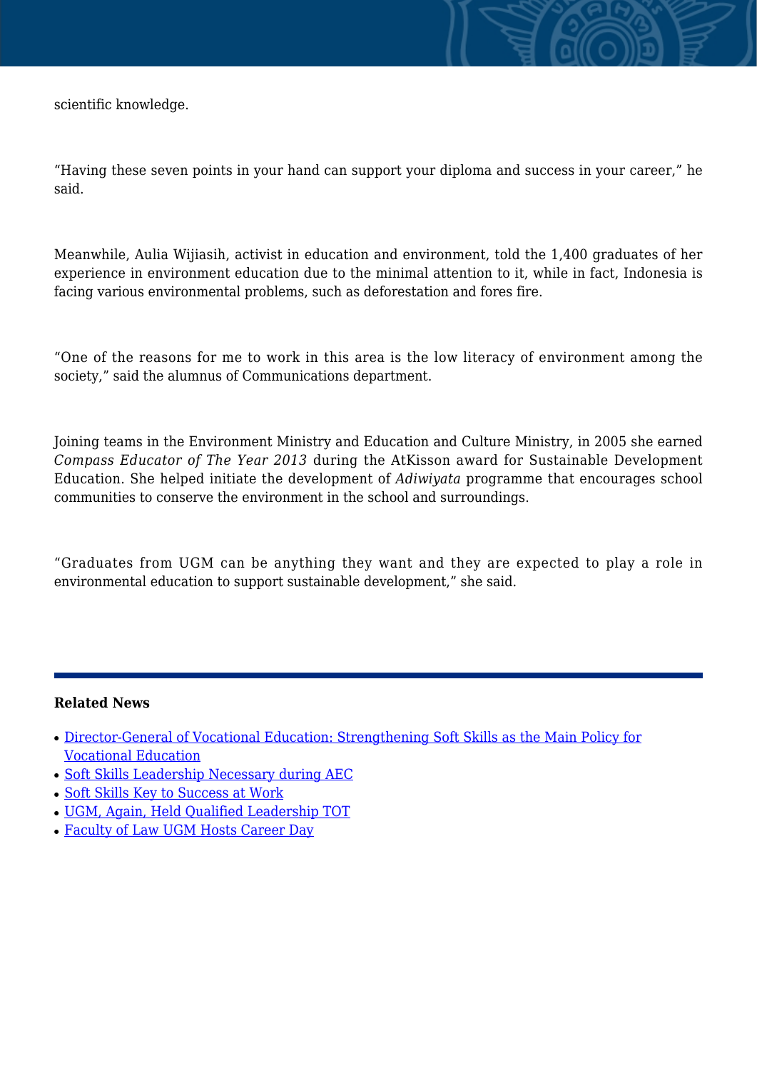scientific knowledge.

"Having these seven points in your hand can support your diploma and success in your career," he said.

Meanwhile, Aulia Wijiasih, activist in education and environment, told the 1,400 graduates of her experience in environment education due to the minimal attention to it, while in fact, Indonesia is facing various environmental problems, such as deforestation and fores fire.

"One of the reasons for me to work in this area is the low literacy of environment among the society," said the alumnus of Communications department.

Joining teams in the Environment Ministry and Education and Culture Ministry, in 2005 she earned *Compass Educator of The Year 2013* during the AtKisson award for Sustainable Development Education. She helped initiate the development of *Adiwiyata* programme that encourages school communities to conserve the environment in the school and surroundings.

"Graduates from UGM can be anything they want and they are expected to play a role in environmental education to support sustainable development," she said.

---

**Related News**

- Director-General of Vocational Education: Strengthening Soft Skills as the Main Policy for Vocational Education
- Soft Skills Leadership Necessary during AEC
- Soft Skills Key to Success at Work
- UGM, Again, Held Qualified Leadership TOT
- Faculty of Law UGM Hosts Career Day